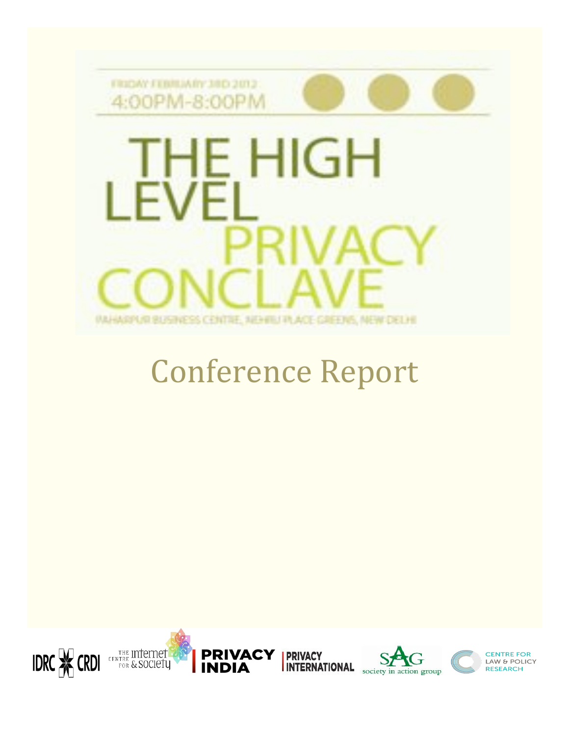FRIDAY FEBRUARY 3RD 2012
4:00PM-8:00PM

# THE HIGH LEVEL PRIVACY CONCLAVE

PAHARPUR BUSINESS CENTRE, NEHRU PLACE GREENS, NEW DELHI

# Conference Report

IDRC CRDI | The Centre for Internet & Society | PRIVACY INDIA | PRIVACY INTERNATIONAL | SAG society in action group | CENTRE FOR LAW & POLICY RESEARCH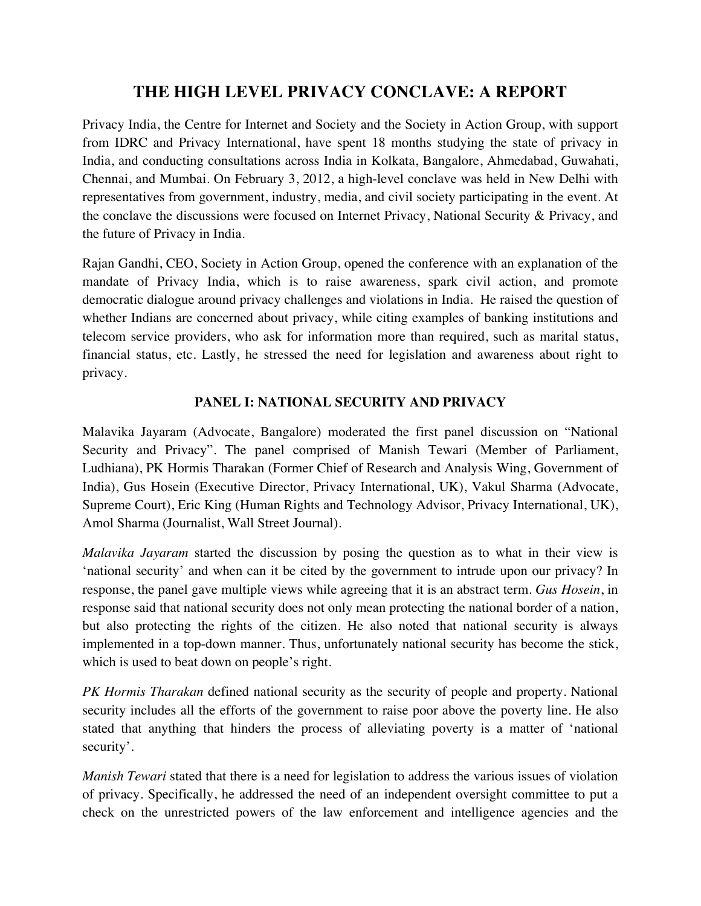# THE HIGH LEVEL PRIVACY CONCLAVE: A REPORT

Privacy India, the Centre for Internet and Society and the Society in Action Group, with support from IDRC and Privacy International, have spent 18 months studying the state of privacy in India, and conducting consultations across India in Kolkata, Bangalore, Ahmedabad, Guwahati, Chennai, and Mumbai. On February 3, 2012, a high-level conclave was held in New Delhi with representatives from government, industry, media, and civil society participating in the event. At the conclave the discussions were focused on Internet Privacy, National Security & Privacy, and the future of Privacy in India.

Rajan Gandhi, CEO, Society in Action Group, opened the conference with an explanation of the mandate of Privacy India, which is to raise awareness, spark civil action, and promote democratic dialogue around privacy challenges and violations in India. He raised the question of whether Indians are concerned about privacy, while citing examples of banking institutions and telecom service providers, who ask for information more than required, such as marital status, financial status, etc. Lastly, he stressed the need for legislation and awareness about right to privacy.

## PANEL I: NATIONAL SECURITY AND PRIVACY

Malavika Jayaram (Advocate, Bangalore) moderated the first panel discussion on "National Security and Privacy". The panel comprised of Manish Tewari (Member of Parliament, Ludhiana), PK Hormis Tharakan (Former Chief of Research and Analysis Wing, Government of India), Gus Hosein (Executive Director, Privacy International, UK), Vakul Sharma (Advocate, Supreme Court), Eric King (Human Rights and Technology Advisor, Privacy International, UK), Amol Sharma (Journalist, Wall Street Journal).

*Malavika Jayaram* started the discussion by posing the question as to what in their view is 'national security' and when can it be cited by the government to intrude upon our privacy? In response, the panel gave multiple views while agreeing that it is an abstract term. *Gus Hosein*, in response said that national security does not only mean protecting the national border of a nation, but also protecting the rights of the citizen. He also noted that national security is always implemented in a top-down manner. Thus, unfortunately national security has become the stick, which is used to beat down on people's right.

*PK Hormis Tharakan* defined national security as the security of people and property. National security includes all the efforts of the government to raise poor above the poverty line. He also stated that anything that hinders the process of alleviating poverty is a matter of 'national security'.

*Manish Tewari* stated that there is a need for legislation to address the various issues of violation of privacy. Specifically, he addressed the need of an independent oversight committee to put a check on the unrestricted powers of the law enforcement and intelligence agencies and the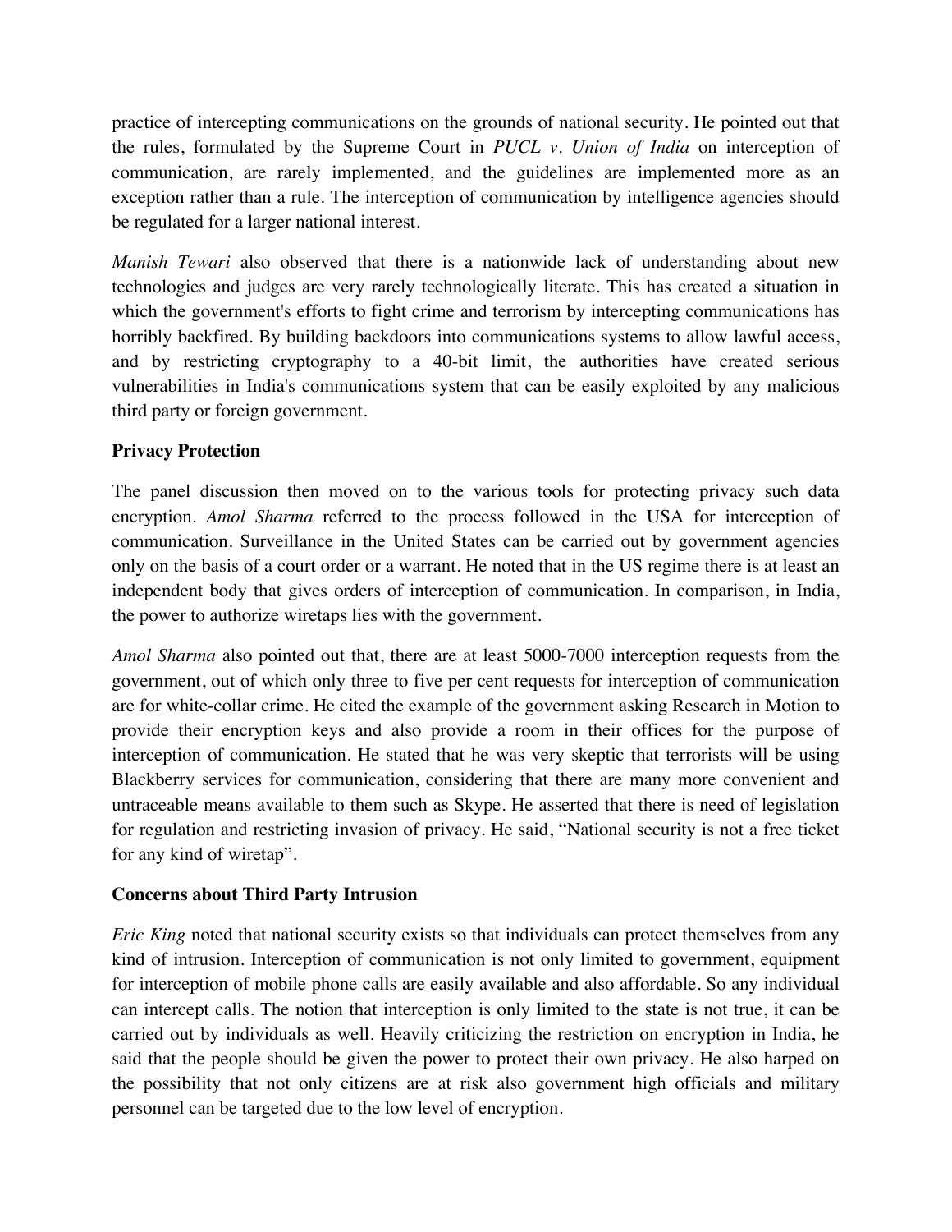practice of intercepting communications on the grounds of national security. He pointed out that the rules, formulated by the Supreme Court in *PUCL v. Union of India* on interception of communication, are rarely implemented, and the guidelines are implemented more as an exception rather than a rule. The interception of communication by intelligence agencies should be regulated for a larger national interest.

*Manish Tewari* also observed that there is a nationwide lack of understanding about new technologies and judges are very rarely technologically literate. This has created a situation in which the government's efforts to fight crime and terrorism by intercepting communications has horribly backfired. By building backdoors into communications systems to allow lawful access, and by restricting cryptography to a 40-bit limit, the authorities have created serious vulnerabilities in India's communications system that can be easily exploited by any malicious third party or foreign government.

**Privacy Protection**

The panel discussion then moved on to the various tools for protecting privacy such data encryption. *Amol Sharma* referred to the process followed in the USA for interception of communication. Surveillance in the United States can be carried out by government agencies only on the basis of a court order or a warrant. He noted that in the US regime there is at least an independent body that gives orders of interception of communication. In comparison, in India, the power to authorize wiretaps lies with the government.

*Amol Sharma* also pointed out that, there are at least 5000-7000 interception requests from the government, out of which only three to five per cent requests for interception of communication are for white-collar crime. He cited the example of the government asking Research in Motion to provide their encryption keys and also provide a room in their offices for the purpose of interception of communication. He stated that he was very skeptic that terrorists will be using Blackberry services for communication, considering that there are many more convenient and untraceable means available to them such as Skype. He asserted that there is need of legislation for regulation and restricting invasion of privacy. He said, "National security is not a free ticket for any kind of wiretap".

**Concerns about Third Party Intrusion**

*Eric King* noted that national security exists so that individuals can protect themselves from any kind of intrusion. Interception of communication is not only limited to government, equipment for interception of mobile phone calls are easily available and also affordable. So any individual can intercept calls. The notion that interception is only limited to the state is not true, it can be carried out by individuals as well. Heavily criticizing the restriction on encryption in India, he said that the people should be given the power to protect their own privacy. He also harped on the possibility that not only citizens are at risk also government high officials and military personnel can be targeted due to the low level of encryption.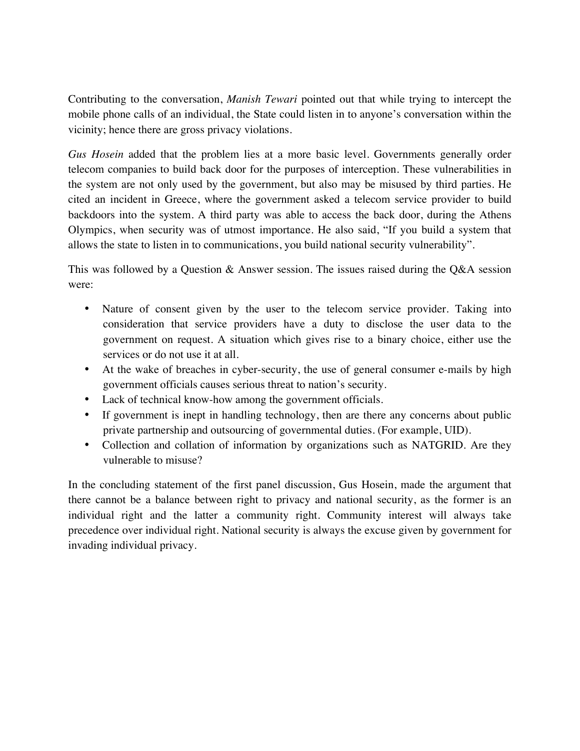Contributing to the conversation, *Manish Tewari* pointed out that while trying to intercept the mobile phone calls of an individual, the State could listen in to anyone's conversation within the vicinity; hence there are gross privacy violations.

*Gus Hosein* added that the problem lies at a more basic level. Governments generally order telecom companies to build back door for the purposes of interception. These vulnerabilities in the system are not only used by the government, but also may be misused by third parties. He cited an incident in Greece, where the government asked a telecom service provider to build backdoors into the system. A third party was able to access the back door, during the Athens Olympics, when security was of utmost importance. He also said, "If you build a system that allows the state to listen in to communications, you build national security vulnerability".

This was followed by a Question & Answer session. The issues raised during the Q&A session were:

- Nature of consent given by the user to the telecom service provider. Taking into consideration that service providers have a duty to disclose the user data to the government on request. A situation which gives rise to a binary choice, either use the services or do not use it at all.
- At the wake of breaches in cyber-security, the use of general consumer e-mails by high government officials causes serious threat to nation's security.
- Lack of technical know-how among the government officials.
- If government is inept in handling technology, then are there any concerns about public private partnership and outsourcing of governmental duties. (For example, UID).
- Collection and collation of information by organizations such as NATGRID. Are they vulnerable to misuse?

In the concluding statement of the first panel discussion, Gus Hosein, made the argument that there cannot be a balance between right to privacy and national security, as the former is an individual right and the latter a community right. Community interest will always take precedence over individual right. National security is always the excuse given by government for invading individual privacy.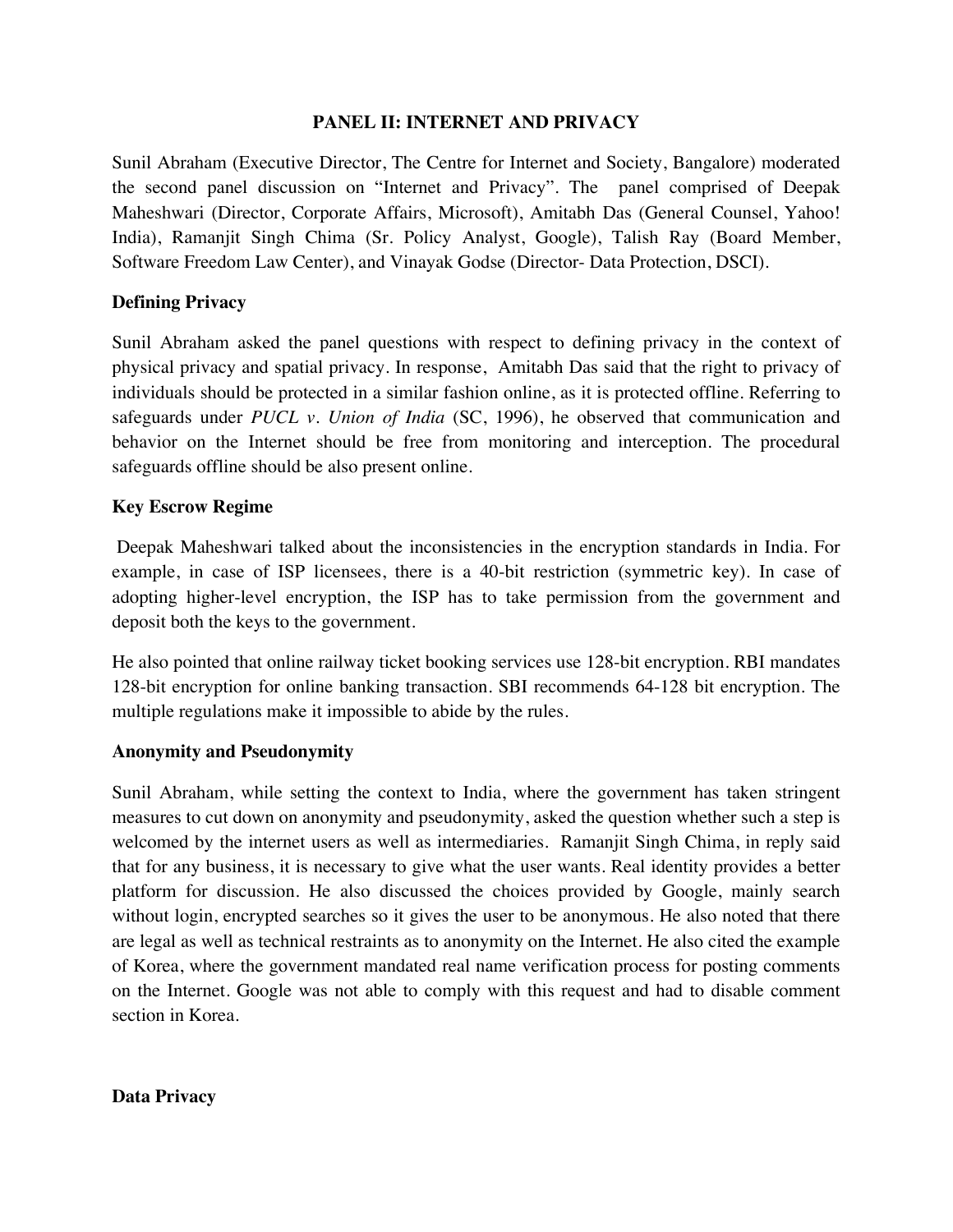## PANEL II: INTERNET AND PRIVACY

Sunil Abraham (Executive Director, The Centre for Internet and Society, Bangalore) moderated the second panel discussion on "Internet and Privacy". The panel comprised of Deepak Maheshwari (Director, Corporate Affairs, Microsoft), Amitabh Das (General Counsel, Yahoo! India), Ramanjit Singh Chima (Sr. Policy Analyst, Google), Talish Ray (Board Member, Software Freedom Law Center), and Vinayak Godse (Director- Data Protection, DSCI).

### Defining Privacy

Sunil Abraham asked the panel questions with respect to defining privacy in the context of physical privacy and spatial privacy. In response, Amitabh Das said that the right to privacy of individuals should be protected in a similar fashion online, as it is protected offline. Referring to safeguards under *PUCL v. Union of India* (SC, 1996), he observed that communication and behavior on the Internet should be free from monitoring and interception. The procedural safeguards offline should be also present online.

### Key Escrow Regime

Deepak Maheshwari talked about the inconsistencies in the encryption standards in India. For example, in case of ISP licensees, there is a 40-bit restriction (symmetric key). In case of adopting higher-level encryption, the ISP has to take permission from the government and deposit both the keys to the government.

He also pointed that online railway ticket booking services use 128-bit encryption. RBI mandates 128-bit encryption for online banking transaction. SBI recommends 64-128 bit encryption. The multiple regulations make it impossible to abide by the rules.

### Anonymity and Pseudonymity

Sunil Abraham, while setting the context to India, where the government has taken stringent measures to cut down on anonymity and pseudonymity, asked the question whether such a step is welcomed by the internet users as well as intermediaries. Ramanjit Singh Chima, in reply said that for any business, it is necessary to give what the user wants. Real identity provides a better platform for discussion. He also discussed the choices provided by Google, mainly search without login, encrypted searches so it gives the user to be anonymous. He also noted that there are legal as well as technical restraints as to anonymity on the Internet. He also cited the example of Korea, where the government mandated real name verification process for posting comments on the Internet. Google was not able to comply with this request and had to disable comment section in Korea.

### Data Privacy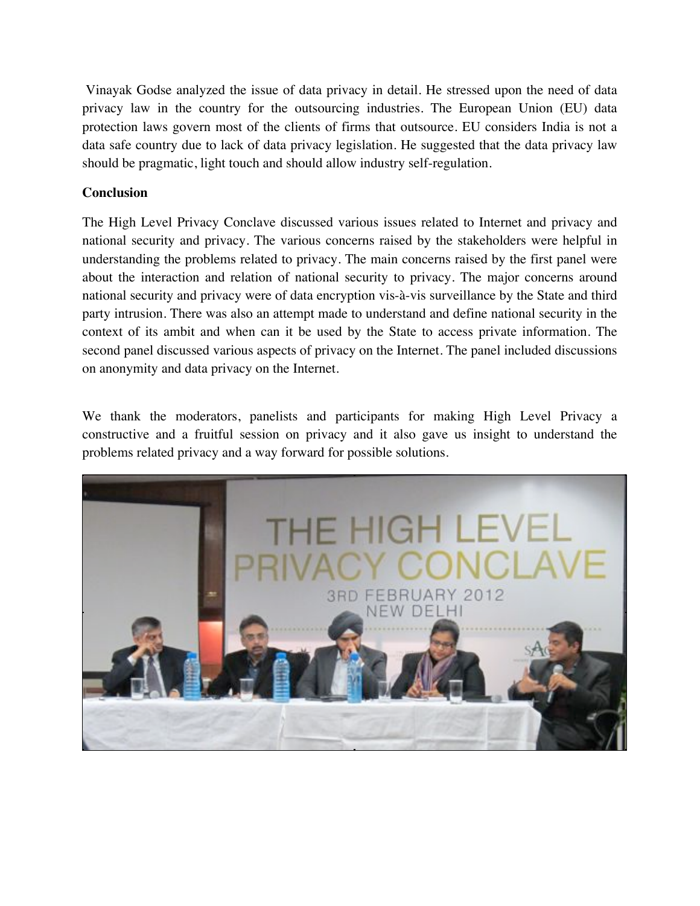Vinayak Godse analyzed the issue of data privacy in detail. He stressed upon the need of data privacy law in the country for the outsourcing industries. The European Union (EU) data protection laws govern most of the clients of firms that outsource. EU considers India is not a data safe country due to lack of data privacy legislation. He suggested that the data privacy law should be pragmatic, light touch and should allow industry self-regulation.

**Conclusion**

The High Level Privacy Conclave discussed various issues related to Internet and privacy and national security and privacy. The various concerns raised by the stakeholders were helpful in understanding the problems related to privacy. The main concerns raised by the first panel were about the interaction and relation of national security to privacy. The major concerns around national security and privacy were of data encryption vis-à-vis surveillance by the State and third party intrusion. There was also an attempt made to understand and define national security in the context of its ambit and when can it be used by the State to access private information. The second panel discussed various aspects of privacy on the Internet. The panel included discussions on anonymity and data privacy on the Internet.

We thank the moderators, panelists and participants for making High Level Privacy a constructive and a fruitful session on privacy and it also gave us insight to understand the problems related privacy and a way forward for possible solutions.